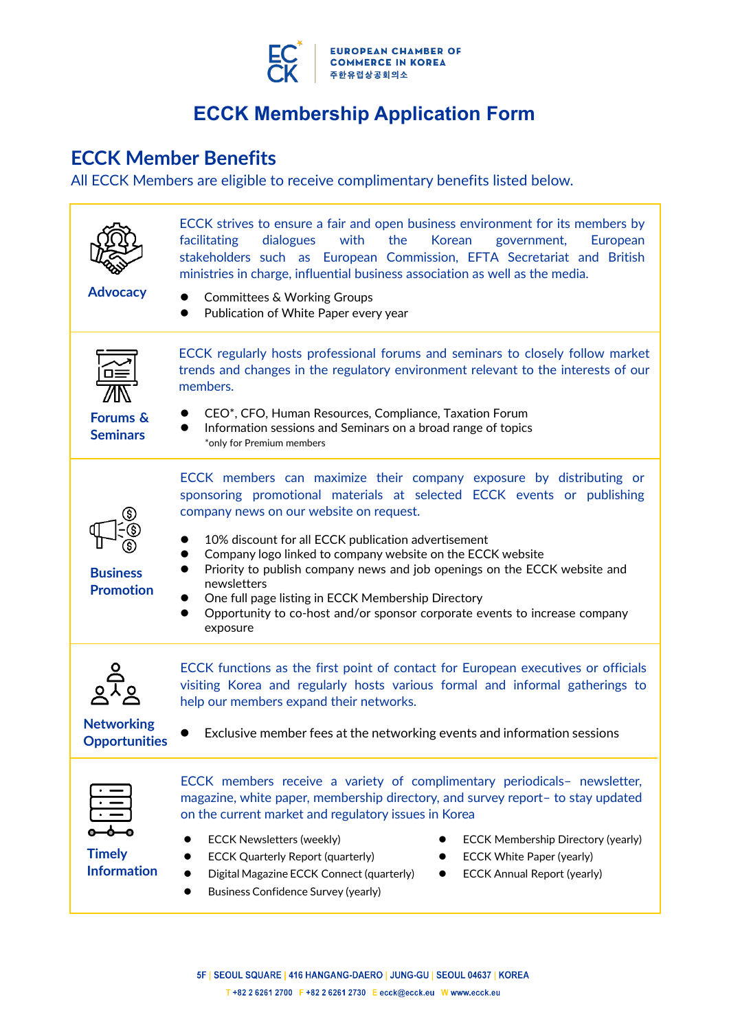EUROPEAN CHAMBER OF COMMERCE IN KOREA
주한유럽상공회의소

# ECCK Membership Application Form

## ECCK Member Benefits

All ECCK Members are eligible to receive complimentary benefits listed below.

### Advocacy

ECCK strives to ensure a fair and open business environment for its members by facilitating dialogues with the Korean government, European stakeholders such as European Commission, EFTA Secretariat and British ministries in charge, influential business association as well as the media.

- Committees & Working Groups
- Publication of White Paper every year

### Forums & Seminars

ECCK regularly hosts professional forums and seminars to closely follow market trends and changes in the regulatory environment relevant to the interests of our members.

- CEO*, CFO, Human Resources, Compliance, Taxation Forum
- Information sessions and Seminars on a broad range of topics

*only for Premium members

### Business Promotion

ECCK members can maximize their company exposure by distributing or sponsoring promotional materials at selected ECCK events or publishing company news on our website on request.

- 10% discount for all ECCK publication advertisement
- Company logo linked to company website on the ECCK website
- Priority to publish company news and job openings on the ECCK website and newsletters
- One full page listing in ECCK Membership Directory
- Opportunity to co-host and/or sponsor corporate events to increase company exposure

### Networking Opportunities

ECCK functions as the first point of contact for European executives or officials visiting Korea and regularly hosts various formal and informal gatherings to help our members expand their networks.

- Exclusive member fees at the networking events and information sessions

### Timely Information

ECCK members receive a variety of complimentary periodicals– newsletter, magazine, white paper, membership directory, and survey report– to stay updated on the current market and regulatory issues in Korea

- ECCK Newsletters (weekly)
- ECCK Quarterly Report (quarterly)
- Digital Magazine ECCK Connect (quarterly)
- Business Confidence Survey (yearly)
- ECCK Membership Directory (yearly)
- ECCK White Paper (yearly)
- ECCK Annual Report (yearly)

5F | SEOUL SQUARE | 416 HANGANG-DAERO | JUNG-GU | SEOUL 04637 | KOREA
T +82 2 6261 2700 F +82 2 6261 2730 E eccк@ecck.eu W www.ecck.eu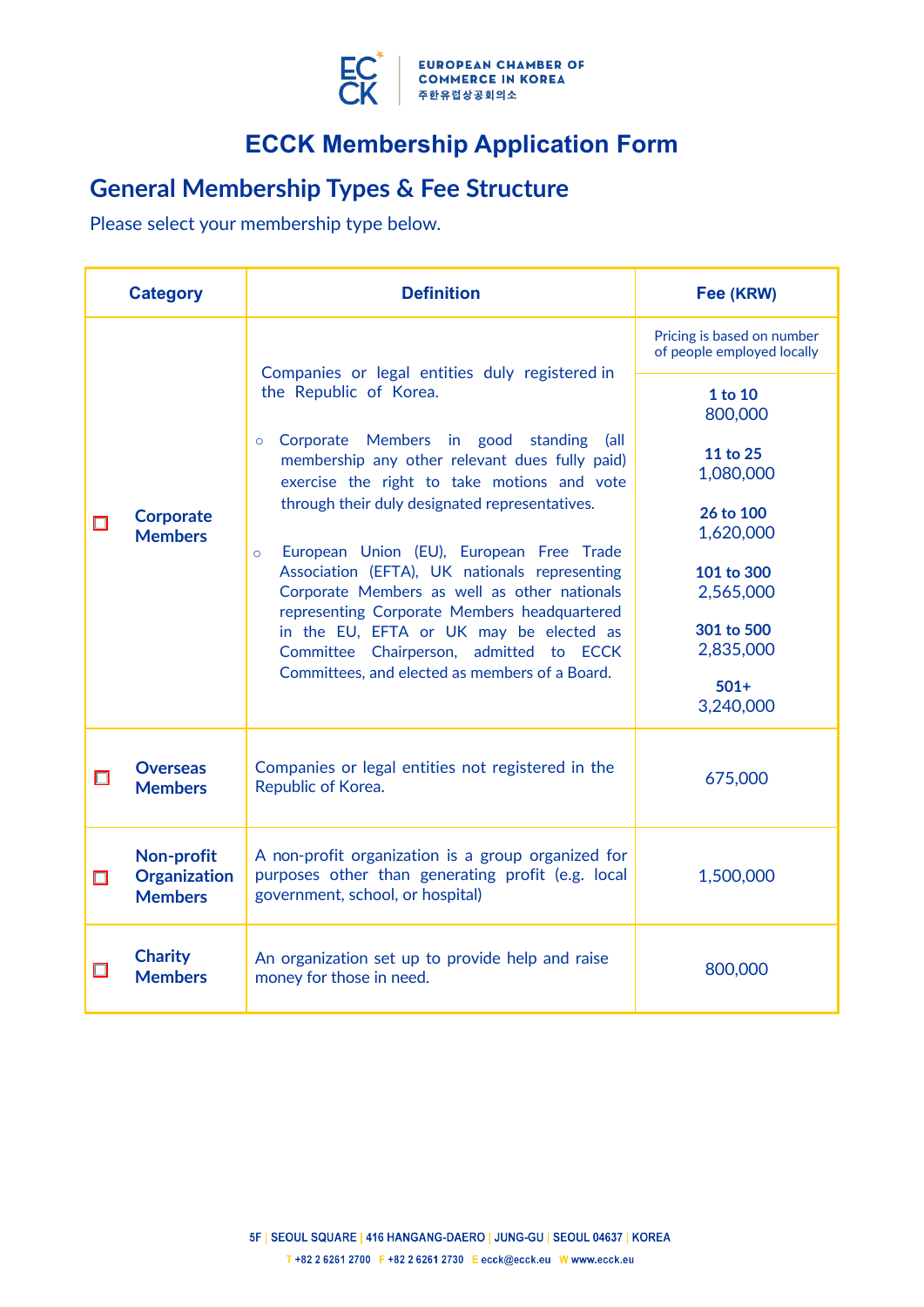# ECCK Membership Application Form

## General Membership Types & Fee Structure

Please select your membership type below.

| Category | Definition | Fee (KRW) |
|---|---|---|
| ☐ **Corporate Members** | Companies or legal entities duly registered in the Republic of Korea.<br><br>○ Corporate Members in good standing (all membership any other relevant dues fully paid) exercise the right to take motions and vote through their duly designated representatives.<br><br>○ European Union (EU), European Free Trade Association (EFTA), UK nationals representing Corporate Members as well as other nationals representing Corporate Members headquartered in the EU, EFTA or UK may be elected as Committee Chairperson, admitted to ECCK Committees, and elected as members of a Board. | Pricing is based on number of people employed locally<br><br>**1 to 10**<br>800,000<br><br>**11 to 25**<br>1,080,000<br><br>**26 to 100**<br>1,620,000<br><br>**101 to 300**<br>2,565,000<br><br>**301 to 500**<br>2,835,000<br><br>**501+**<br>3,240,000 |
| ☐ **Overseas Members** | Companies or legal entities not registered in the Republic of Korea. | 675,000 |
| ☐ **Non-profit Organization Members** | A non-profit organization is a group organized for purposes other than generating profit (e.g. local government, school, or hospital) | 1,500,000 |
| ☐ **Charity Members** | An organization set up to provide help and raise money for those in need. | 800,000 |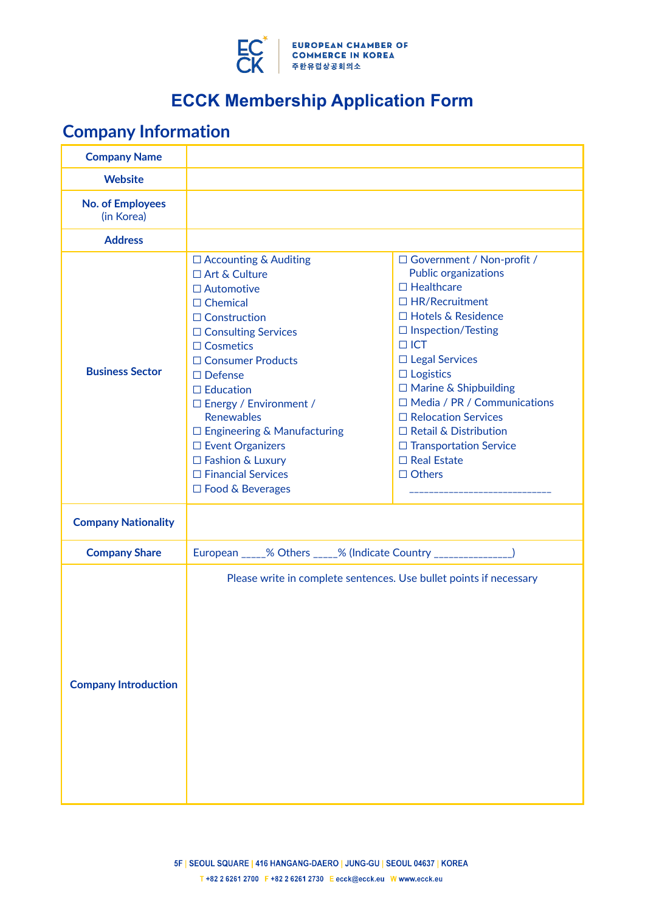# ECCK Membership Application Form

## Company Information

| | | |
|---|---|---|
| **Company Name** | | |
| **Website** | | |
| **No. of Employees** (in Korea) | | |
| **Address** | | |
| **Business Sector** | ☐ Accounting & Auditing<br>☐ Art & Culture<br>☐ Automotive<br>☐ Chemical<br>☐ Construction<br>☐ Consulting Services<br>☐ Cosmetics<br>☐ Consumer Products<br>☐ Defense<br>☐ Education<br>☐ Energy / Environment / Renewables<br>☐ Engineering & Manufacturing<br>☐ Event Organizers<br>☐ Fashion & Luxury<br>☐ Financial Services<br>☐ Food & Beverages | ☐ Government / Non-profit / Public organizations<br>☐ Healthcare<br>☐ HR/Recruitment<br>☐ Hotels & Residence<br>☐ Inspection/Testing<br>☐ ICT<br>☐ Legal Services<br>☐ Logistics<br>☐ Marine & Shipbuilding<br>☐ Media / PR / Communications<br>☐ Relocation Services<br>☐ Retail & Distribution<br>☐ Transportation Service<br>☐ Real Estate<br>☐ Others ____________________________ |
| **Company Nationality** | | |
| **Company Share** | European _____% Others _____% (Indicate Country _______________) | |
| **Company Introduction** | Please write in complete sentences. Use bullet points if necessary | |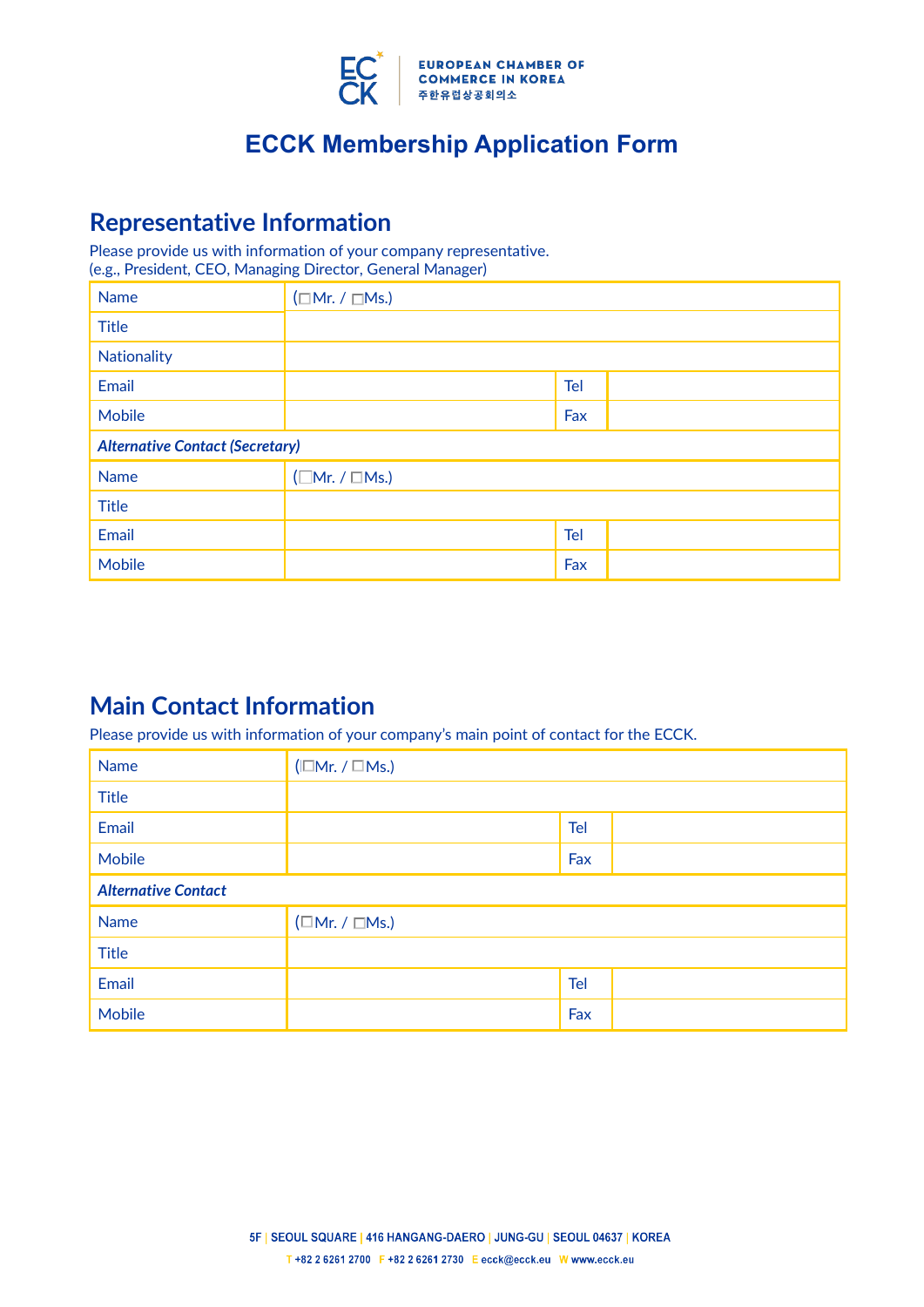# ECCK Membership Application Form

## Representative Information

Please provide us with information of your company representative.
(e.g., President, CEO, Managing Director, General Manager)

| | | | |
|---|---|---|---|
| Name | (☐Mr. / ☐Ms.) | | |
| Title | | | |
| Nationality | | | |
| Email | | Tel | |
| Mobile | | Fax | |
| ***Alternative Contact (Secretary)*** | | | |
| Name | (☐Mr. / ☐Ms.) | | |
| Title | | | |
| Email | | Tel | |
| Mobile | | Fax | |

## Main Contact Information

Please provide us with information of your company's main point of contact for the ECCK.

| | | | |
|---|---|---|---|
| Name | (☐Mr. / ☐Ms.) | | |
| Title | | | |
| Email | | Tel | |
| Mobile | | Fax | |
| ***Alternative Contact*** | | | |
| Name | (☐Mr. / ☐Ms.) | | |
| Title | | | |
| Email | | Tel | |
| Mobile | | Fax | |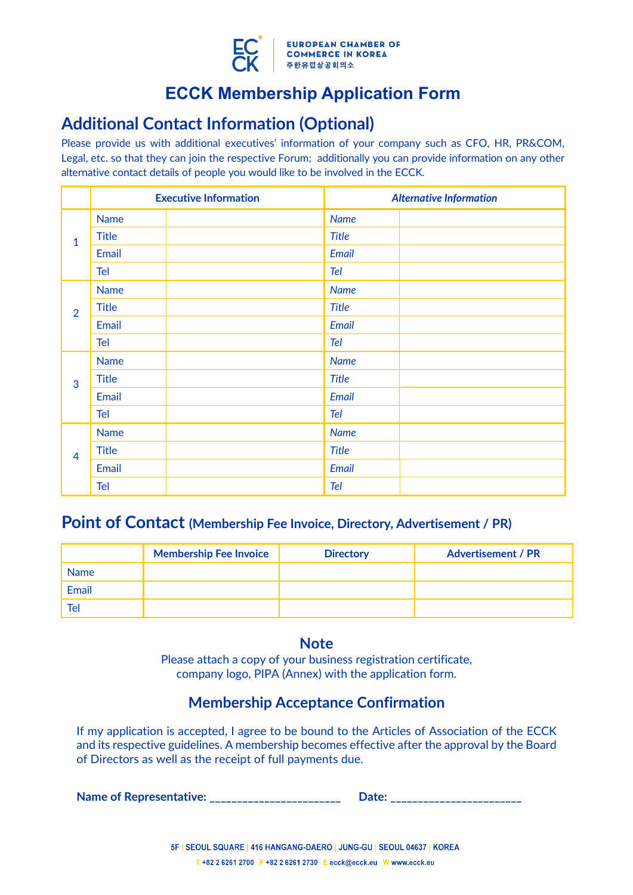EUROPEAN CHAMBER OF COMMERCE IN KOREA
주한유럽상공회의소

# ECCK Membership Application Form

## Additional Contact Information (Optional)

Please provide us with additional executives' information of your company such as CFO, HR, PR&COM, Legal, etc. so that they can join the respective Forum; additionally you can provide information on any other alternative contact details of people you would like to be involved in the ECCK.

| | Executive Information | | *Alternative Information* | |
|---|---|---|---|---|
| 1 | Name | | *Name* | |
| | Title | | *Title* | |
| | Email | | *Email* | |
| | Tel | | *Tel* | |
| 2 | Name | | *Name* | |
| | Title | | *Title* | |
| | Email | | *Email* | |
| | Tel | | *Tel* | |
| 3 | Name | | *Name* | |
| | Title | | *Title* | |
| | Email | | *Email* | |
| | Tel | | *Tel* | |
| 4 | Name | | *Name* | |
| | Title | | *Title* | |
| | Email | | *Email* | |
| | Tel | | *Tel* | |

## Point of Contact (Membership Fee Invoice, Directory, Advertisement / PR)

| | Membership Fee Invoice | Directory | Advertisement / PR |
|---|---|---|---|
| Name | | | |
| Email | | | |
| Tel | | | |

### Note

Please attach a copy of your business registration certificate, company logo, PIPA (Annex) with the application form.

### Membership Acceptance Confirmation

If my application is accepted, I agree to be bound to the Articles of Association of the ECCK and its respective guidelines. A membership becomes effective after the approval by the Board of Directors as well as the receipt of full payments due.

**Name of Representative:** ______________________ **Date:** ______________________

5F | SEOUL SQUARE | 416 HANGANG-DAERO | JUNG-GU | SEOUL 04637 | KOREA

T +82 2 6261 2700 F +82 2 6261 2730 E ecck@ecck.eu W www.ecck.eu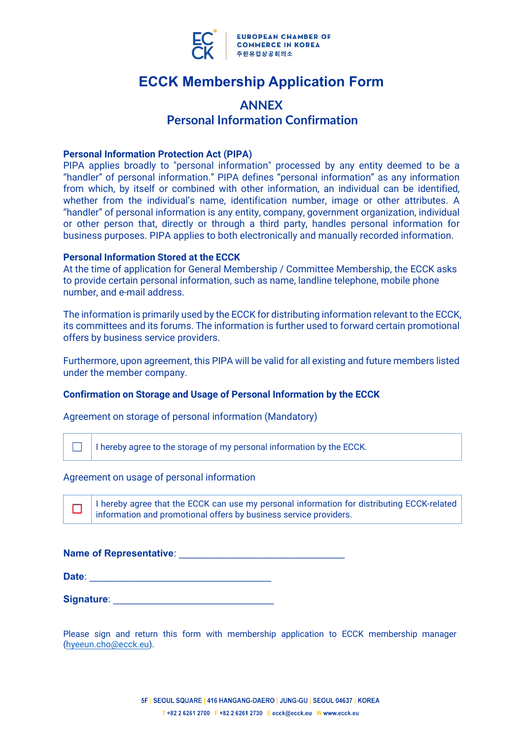EUROPEAN CHAMBER OF COMMERCE IN KOREA
주한유럽상공회의소

# ECCK Membership Application Form

## ANNEX
## Personal Information Confirmation

**Personal Information Protection Act (PIPA)**
PIPA applies broadly to "personal information" processed by any entity deemed to be a "handler" of personal information." PIPA defines "personal information" as any information from which, by itself or combined with other information, an individual can be identified, whether from the individual's name, identification number, image or other attributes. A "handler" of personal information is any entity, company, government organization, individual or other person that, directly or through a third party, handles personal information for business purposes. PIPA applies to both electronically and manually recorded information.

**Personal Information Stored at the ECCK**
At the time of application for General Membership / Committee Membership, the ECCK asks to provide certain personal information, such as name, landline telephone, mobile phone number, and e-mail address.

The information is primarily used by the ECCK for distributing information relevant to the ECCK, its committees and its forums. The information is further used to forward certain promotional offers by business service providers.

Furthermore, upon agreement, this PIPA will be valid for all existing and future members listed under the member company.

**Confirmation on Storage and Usage of Personal Information by the ECCK**

Agreement on storage of personal information (Mandatory)

| | |
|---|---|
| ☐ | I hereby agree to the storage of my personal information by the ECCK. |

Agreement on usage of personal information

| | |
|---|---|
| ☐ | I hereby agree that the ECCK can use my personal information for distributing ECCK-related information and promotional offers by business service providers. |

**Name of Representative**: ______________________________

**Date**: ______________________________

**Signature**: ______________________________

Please sign and return this form with membership application to ECCK membership manager (hyeeun.cho@ecck.eu).

5F | SEOUL SQUARE | 416 HANGANG-DAERO | JUNG-GU | SEOUL 04637 | KOREA
T +82 2 6261 2700 F +82 2 6261 2730 E ecck@ecck.eu W www.ecck.eu